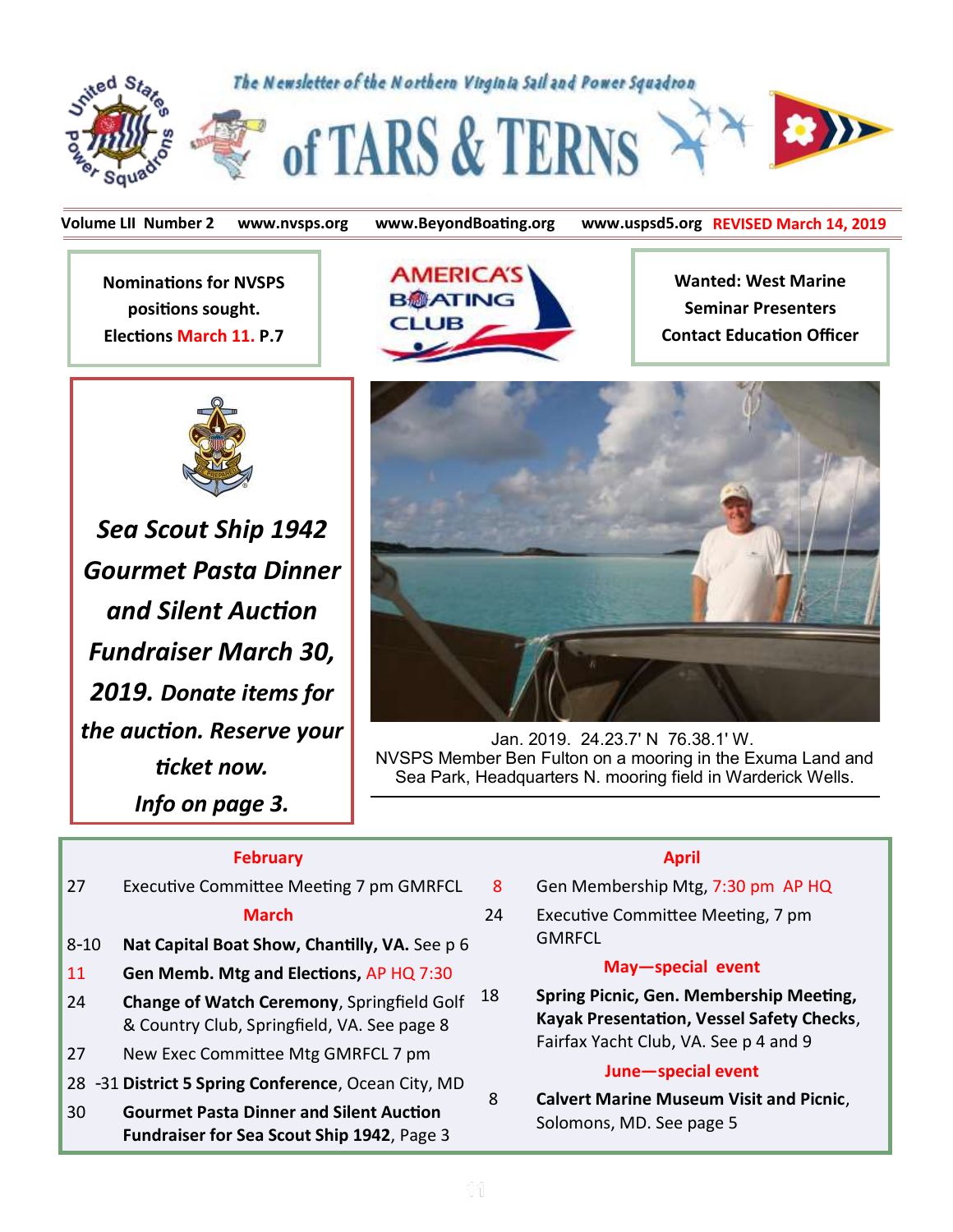# The Newsletter of the Northern Virginia Sail and Power Squadron

# of TARS & TERNS

**Volume LII Number 2** **www.nvsps.org** **www.BeyondBoating.org** **www.uspsd5.org** **REVISED March 14, 2019**

**Nominations for NVSPS positions sought. Elections March 11. P.7**

AMERICA'S BOATING CLUB

**Wanted: West Marine Seminar Presenters Contact Education Officer**

***Sea Scout Ship 1942 Gourmet Pasta Dinner and Silent Auction Fundraiser March 30, 2019. Donate items for the auction. Reserve your ticket now. Info on page 3.***

Jan. 2019. 24.23.7' N 76.38.1' W.
NVSPS Member Ben Fulton on a mooring in the Exuma Land and Sea Park, Headquarters N. mooring field in Warderick Wells.

### February

| | |
|---|---|
| 27 | Executive Committee Meeting 7 pm GMRFCL |

### March

| | |
|---|---|
| 8-10 | **Nat Capital Boat Show, Chantilly, VA.** See p 6 |
| 11 | **Gen Memb. Mtg and Elections,** AP HQ 7:30 |
| 24 | **Change of Watch Ceremony**, Springfield Golf & Country Club, Springfield, VA. See page 8 |
| 27 | New Exec Committee Mtg GMRFCL 7 pm |
| 28 -31 | **District 5 Spring Conference**, Ocean City, MD |
| 30 | **Gourmet Pasta Dinner and Silent Auction Fundraiser for Sea Scout Ship 1942**, Page 3 |

### April

| | |
|---|---|
| 8 | Gen Membership Mtg, 7:30 pm AP HQ |
| 24 | Executive Committee Meeting, 7 pm GMRFCL |

### May—special event

| | |
|---|---|
| 18 | **Spring Picnic, Gen. Membership Meeting, Kayak Presentation, Vessel Safety Checks**, Fairfax Yacht Club, VA. See p 4 and 9 |

### June—special event

| | |
|---|---|
| 8 | **Calvert Marine Museum Visit and Picnic**, Solomons, MD. See page 5 |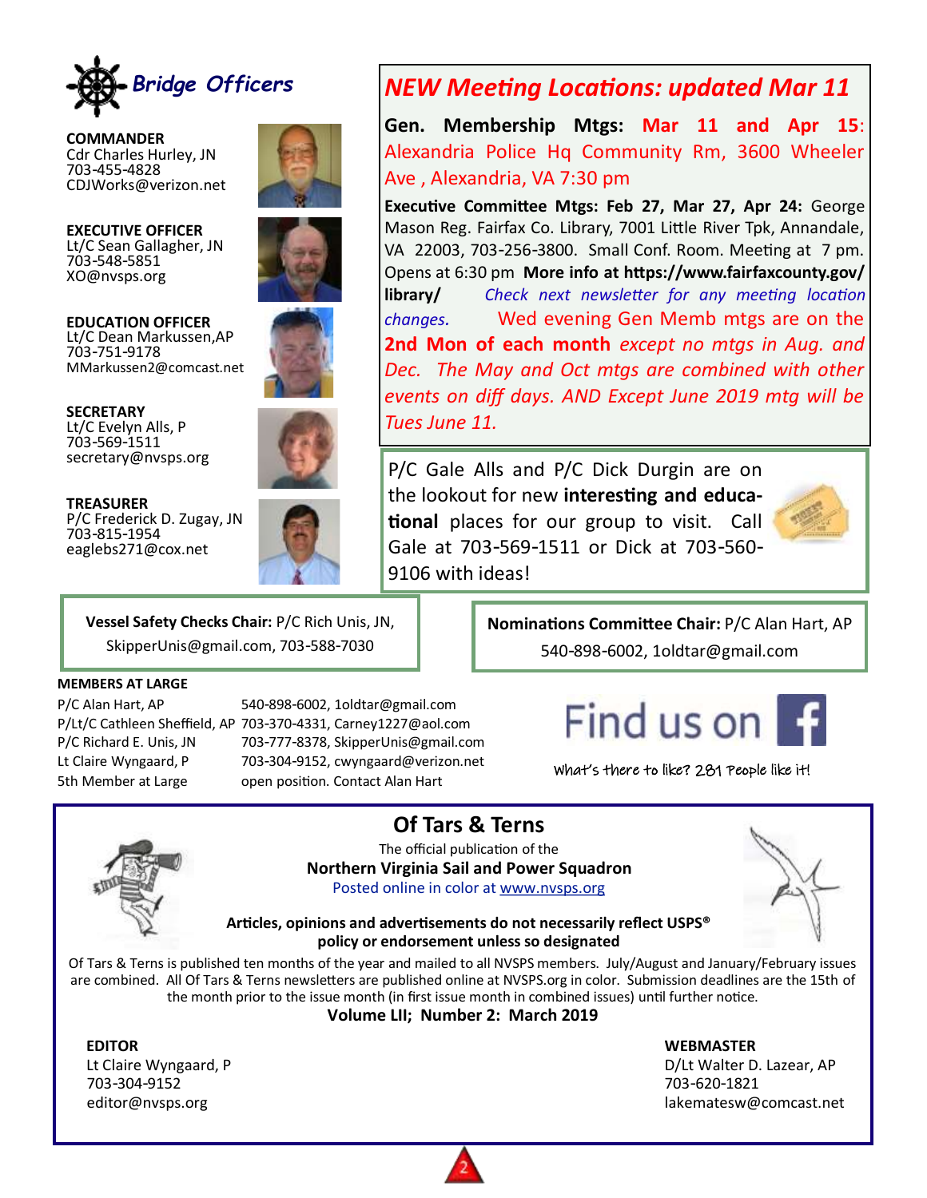## Bridge Officers

**COMMANDER**
Cdr Charles Hurley, JN
703-455-4828
CDJWorks@verizon.net

**EXECUTIVE OFFICER**
Lt/C Sean Gallagher, JN
703-548-5851
XO@nvsps.org

**EDUCATION OFFICER**
Lt/C Dean Markussen,AP
703-751-9178
MMarkussen2@comcast.net

**SECRETARY**
Lt/C Evelyn Alls, P
703-569-1511
secretary@nvsps.org

**TREASURER**
P/C Frederick D. Zugay, JN
703-815-1954
eaglebs271@cox.net

## *NEW Meeting Locations: updated Mar 11*

**Gen. Membership Mtgs:** **Mar 11 and Apr 15**: Alexandria Police Hq Community Rm, 3600 Wheeler Ave , Alexandria, VA 7:30 pm

**Executive Committee Mtgs: Feb 27, Mar 27, Apr 24:** George Mason Reg. Fairfax Co. Library, 7001 Little River Tpk, Annandale, VA 22003, 703-256-3800. Small Conf. Room. Meeting at 7 pm. Opens at 6:30 pm **More info at https://www.fairfaxcounty.gov/library/** *Check next newsletter for any meeting location changes.* Wed evening Gen Memb mtgs are on the **2nd Mon of each month** *except no mtgs in Aug. and Dec. The May and Oct mtgs are combined with other events on diff days. AND Except June 2019 mtg will be Tues June 11.*

P/C Gale Alls and P/C Dick Durgin are on the lookout for new **interesting and educational** places for our group to visit. Call Gale at 703-569-1511 or Dick at 703-560-9106 with ideas!

**Vessel Safety Checks Chair:** P/C Rich Unis, JN, SkipperUnis@gmail.com, 703-588-7030

**Nominations Committee Chair:** P/C Alan Hart, AP 540-898-6002, 1oldtar@gmail.com

**MEMBERS AT LARGE**

| | |
|---|---|
| P/C Alan Hart, AP | 540-898-6002, 1oldtar@gmail.com |
| P/Lt/C Cathleen Sheffield, AP | 703-370-4331, Carney1227@aol.com |
| P/C Richard E. Unis, JN | 703-777-8378, SkipperUnis@gmail.com |
| Lt Claire Wyngaard, P | 703-304-9152, cwyngaard@verizon.net |
| 5th Member at Large | open position. Contact Alan Hart |

Find us on Facebook

What's there to like? 281 People like it!

## Of Tars & Terns

The official publication of the
**Northern Virginia Sail and Power Squadron**
Posted online in color at www.nvsps.org

**Articles, opinions and advertisements do not necessarily reflect USPS® policy or endorsement unless so designated**

Of Tars & Terns is published ten months of the year and mailed to all NVSPS members. July/August and January/February issues are combined. All Of Tars & Terns newsletters are published online at NVSPS.org in color. Submission deadlines are the 15th of the month prior to the issue month (in first issue month in combined issues) until further notice.

**Volume LII; Number 2: March 2019**

**EDITOR**
Lt Claire Wyngaard, P
703-304-9152
editor@nvsps.org

**WEBMASTER**
D/Lt Walter D. Lazear, AP
703-620-1821
lakematesw@comcast.net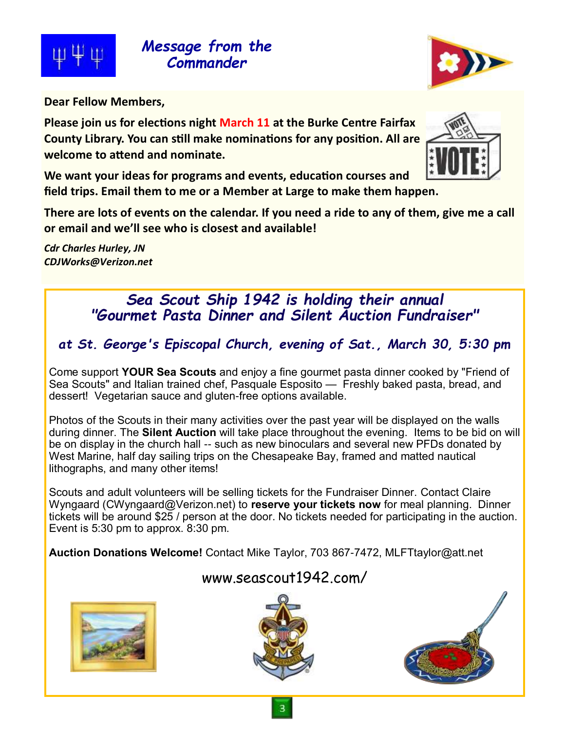## Message from the Commander

**Dear Fellow Members,**

**Please join us for elections night March 11 at the Burke Centre Fairfax County Library. You can still make nominations for any position. All are welcome to attend and nominate.**

**We want your ideas for programs and events, education courses and field trips. Email them to me or a Member at Large to make them happen.**

**There are lots of events on the calendar. If you need a ride to any of them, give me a call or email and we'll see who is closest and available!**

***Cdr Charles Hurley, JN***
***CDJWorks@Verizon.net***

## *Sea Scout Ship 1942 is holding their annual "Gourmet Pasta Dinner and Silent Auction Fundraiser"*

### *at St. George's Episcopal Church, evening of Sat., March 30, 5:30 pm*

Come support **YOUR Sea Scouts** and enjoy a fine gourmet pasta dinner cooked by "Friend of Sea Scouts" and Italian trained chef, Pasquale Esposito — Freshly baked pasta, bread, and dessert! Vegetarian sauce and gluten-free options available.

Photos of the Scouts in their many activities over the past year will be displayed on the walls during dinner. The **Silent Auction** will take place throughout the evening. Items to be bid on will be on display in the church hall -- such as new binoculars and several new PFDs donated by West Marine, half day sailing trips on the Chesapeake Bay, framed and matted nautical lithographs, and many other items!

Scouts and adult volunteers will be selling tickets for the Fundraiser Dinner. Contact Claire Wyngaard (CWyngaard@Verizon.net) to **reserve your tickets now** for meal planning. Dinner tickets will be around $25 / person at the door. No tickets needed for participating in the auction. Event is 5:30 pm to approx. 8:30 pm.

**Auction Donations Welcome!** Contact Mike Taylor, 703 867-7472, MLFTtaylor@att.net

www.seascout1942.com/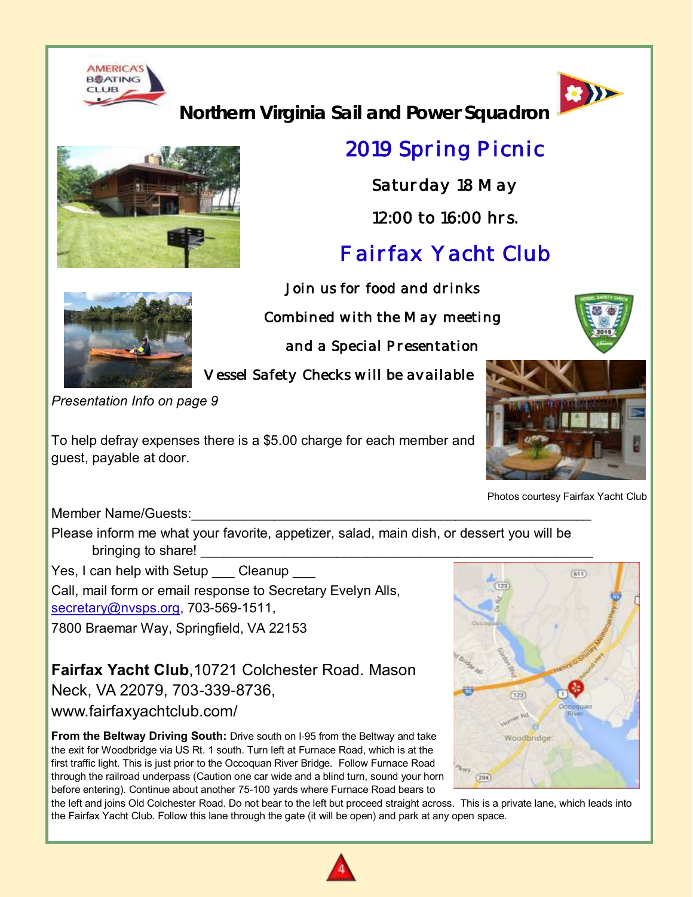# Northern Virginia Sail and Power Squadron

## 2019 Spring Picnic

Saturday 18 May

12:00 to 16:00 hrs.

## Fairfax Yacht Club

Join us for food and drinks

Combined with the May meeting

and a Special Presentation

Vessel Safety Checks will be available

*Presentation Info on page 9*

To help defray expenses there is a $5.00 charge for each member and guest, payable at door.

Photos courtesy Fairfax Yacht Club

Member Name/Guests:_______________________________________________________

Please inform me what your favorite, appetizer, salad, main dish, or dessert you will be bringing to share! ______________________________________________________

Yes, I can help with Setup ___ Cleanup ___

Call, mail form or email response to Secretary Evelyn Alls, secretary@nvsps.org, 703-569-1511,
7800 Braemar Way, Springfield, VA 22153

**Fairfax Yacht Club**,10721 Colchester Road. Mason Neck, VA 22079, 703-339-8736, www.fairfaxyachtclub.com/

**From the Beltway Driving South:** Drive south on I-95 from the Beltway and take the exit for Woodbridge via US Rt. 1 south. Turn left at Furnace Road, which is at the first traffic light. This is just prior to the Occoquan River Bridge. Follow Furnace Road through the railroad underpass (Caution one car wide and a blind turn, sound your horn before entering). Continue about another 75-100 yards where Furnace Road bears to the left and joins Old Colchester Road. Do not bear to the left but proceed straight across. This is a private lane, which leads into the Fairfax Yacht Club. Follow this lane through the gate (it will be open) and park at any open space.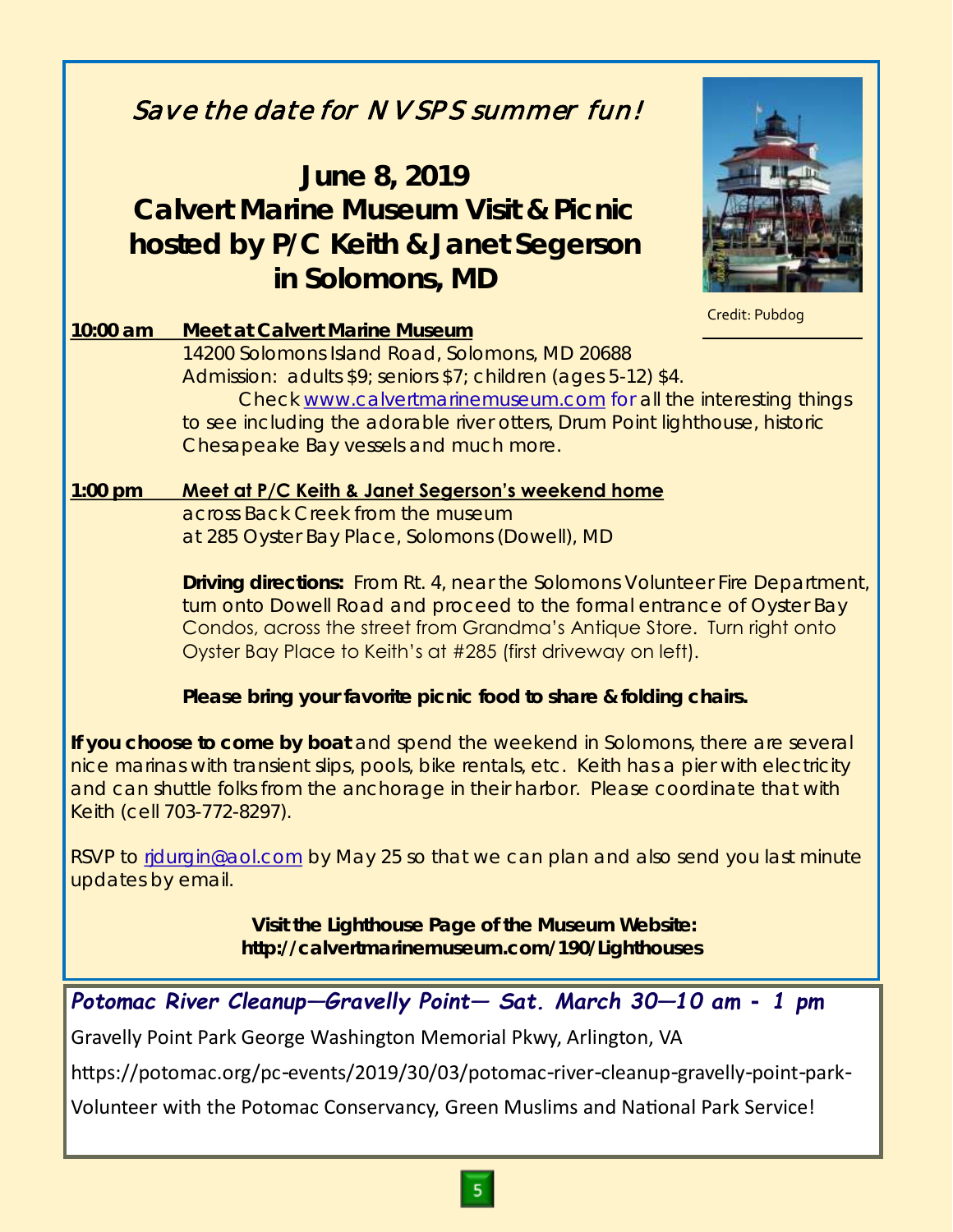*Save the date for NVSPS summer fun!*

# June 8, 2019
# Calvert Marine Museum Visit & Picnic hosted by P/C Keith & Janet Segerson in Solomons, MD

Credit: Pubdog

**10:00 am** **Meet at Calvert Marine Museum**

14200 Solomons Island Road, Solomons, MD 20688

Admission: adults $9; seniors $7; children (ages 5-12) $4.

Check www.calvertmarinemuseum.com for all the interesting things to see including the adorable river otters, Drum Point lighthouse, historic Chesapeake Bay vessels and much more.

**1:00 pm** **Meet at P/C Keith & Janet Segerson's weekend home**

across Back Creek from the museum

at 285 Oyster Bay Place, Solomons (Dowell), MD

**Driving directions:** From Rt. 4, near the Solomons Volunteer Fire Department, turn onto Dowell Road and proceed to the formal entrance of Oyster Bay Condos, across the street from Grandma's Antique Store. Turn right onto Oyster Bay Place to Keith's at #285 (first driveway on left).

**Please bring your favorite picnic food to share & folding chairs.**

**If you choose to come by boat** and spend the weekend in Solomons, there are several nice marinas with transient slips, pools, bike rentals, etc. Keith has a pier with electricity and can shuttle folks from the anchorage in their harbor. Please coordinate that with Keith (cell 703-772-8297).

RSVP to rjdurgin@aol.com by May 25 so that we can plan and also send you last minute updates by email.

**Visit the Lighthouse Page of the Museum Website:**
**http://calvertmarinemuseum.com/190/Lighthouses**

---

***Potomac River Cleanup—Gravelly Point— Sat. March 30—10 am - 1 pm***

Gravelly Point Park George Washington Memorial Pkwy, Arlington, VA

https://potomac.org/pc-events/2019/30/03/potomac-river-cleanup-gravelly-point-park-

Volunteer with the Potomac Conservancy, Green Muslims and National Park Service!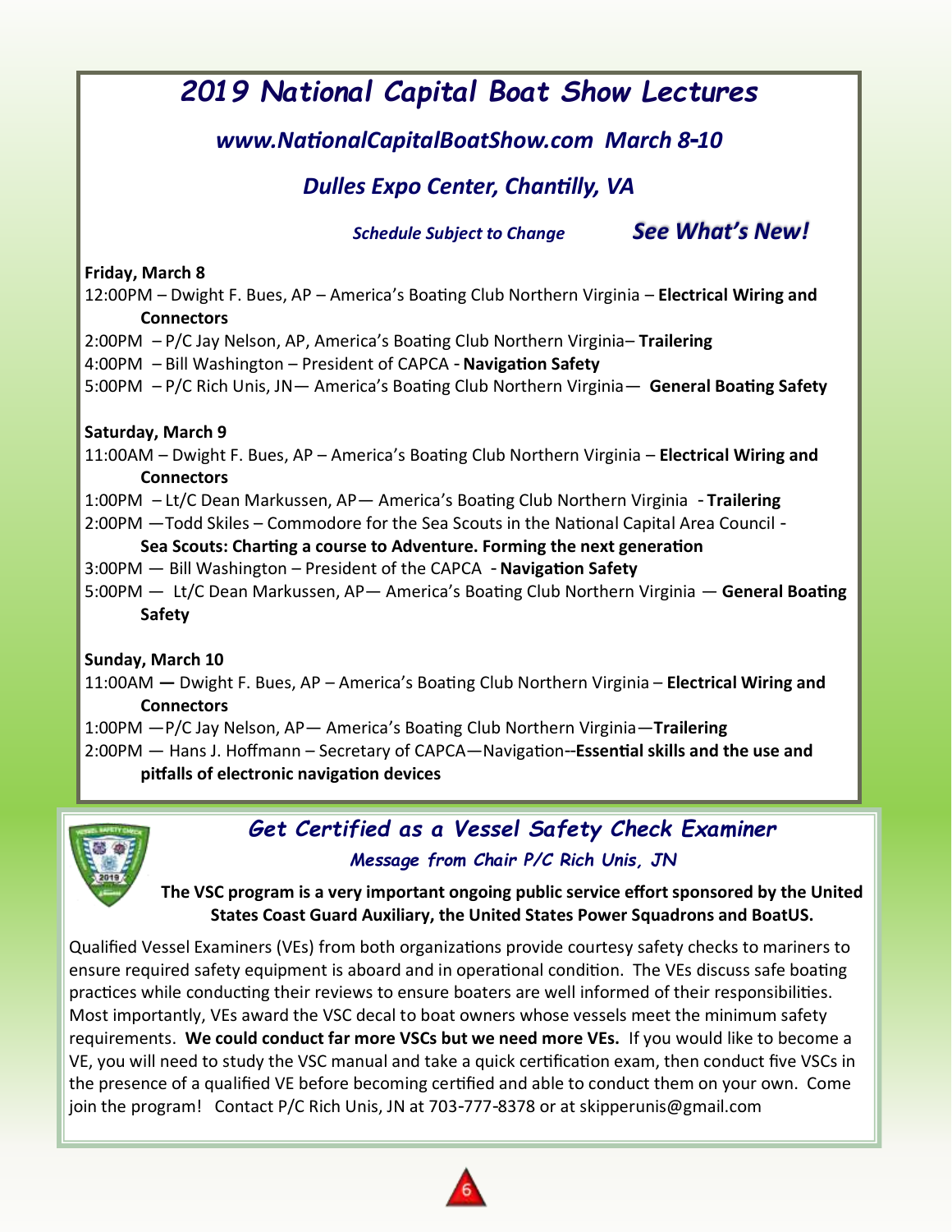# *2019 National Capital Boat Show Lectures*

### *www.NationalCapitalBoatShow.com March 8-10*

### *Dulles Expo Center, Chantilly, VA*

*Schedule Subject to Change* ***See What's New!***

**Friday, March 8**

12:00PM – Dwight F. Bues, AP – America's Boating Club Northern Virginia – **Electrical Wiring and Connectors**

2:00PM – P/C Jay Nelson, AP, America's Boating Club Northern Virginia– **Trailering**

4:00PM – Bill Washington – President of CAPCA - **Navigation Safety**

5:00PM – P/C Rich Unis, JN— America's Boating Club Northern Virginia— **General Boating Safety**

**Saturday, March 9**

11:00AM – Dwight F. Bues, AP – America's Boating Club Northern Virginia – **Electrical Wiring and Connectors**

1:00PM – Lt/C Dean Markussen, AP— America's Boating Club Northern Virginia - **Trailering**

2:00PM —Todd Skiles – Commodore for the Sea Scouts in the National Capital Area Council - **Sea Scouts: Charting a course to Adventure. Forming the next generation**

3:00PM — Bill Washington – President of the CAPCA - **Navigation Safety**

5:00PM — Lt/C Dean Markussen, AP— America's Boating Club Northern Virginia — **General Boating Safety**

**Sunday, March 10**

11:00AM **—** Dwight F. Bues, AP – America's Boating Club Northern Virginia – **Electrical Wiring and Connectors**

1:00PM —P/C Jay Nelson, AP— America's Boating Club Northern Virginia—**Trailering**

2:00PM — Hans J. Hoffmann – Secretary of CAPCA—Navigation--**Essential skills and the use and pitfalls of electronic navigation devices**

## *Get Certified as a Vessel Safety Check Examiner*

*Message from Chair P/C Rich Unis, JN*

**The VSC program is a very important ongoing public service effort sponsored by the United States Coast Guard Auxiliary, the United States Power Squadrons and BoatUS.**

Qualified Vessel Examiners (VEs) from both organizations provide courtesy safety checks to mariners to ensure required safety equipment is aboard and in operational condition. The VEs discuss safe boating practices while conducting their reviews to ensure boaters are well informed of their responsibilities. Most importantly, VEs award the VSC decal to boat owners whose vessels meet the minimum safety requirements. **We could conduct far more VSCs but we need more VEs.** If you would like to become a VE, you will need to study the VSC manual and take a quick certification exam, then conduct five VSCs in the presence of a qualified VE before becoming certified and able to conduct them on your own. Come join the program! Contact P/C Rich Unis, JN at 703-777-8378 or at skipperunis@gmail.com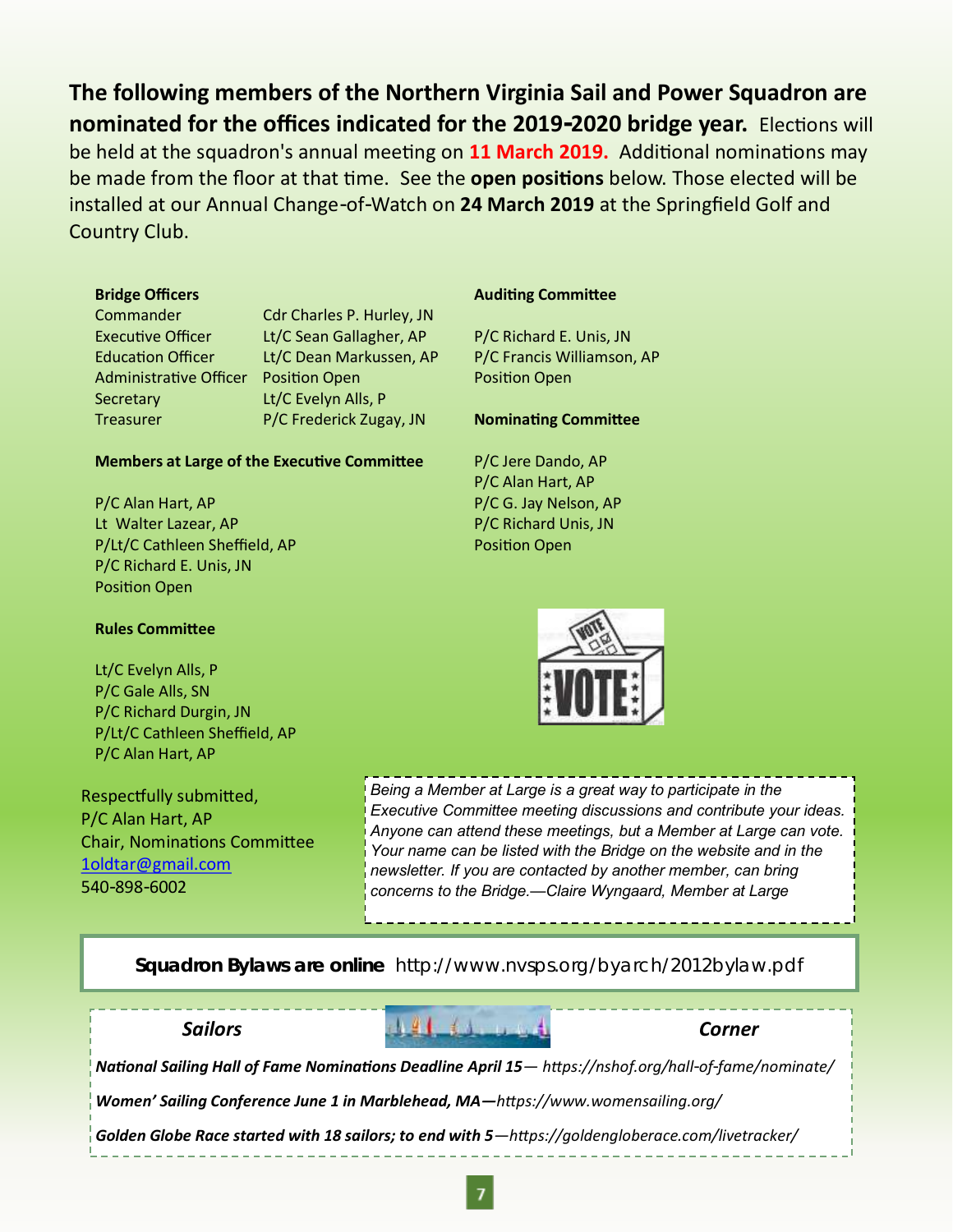**The following members of the Northern Virginia Sail and Power Squadron are nominated for the offices indicated for the 2019-2020 bridge year.** Elections will be held at the squadron's annual meeting on **11 March 2019.** Additional nominations may be made from the floor at that time. See the **open positions** below. Those elected will be installed at our Annual Change-of-Watch on **24 March 2019** at the Springfield Golf and Country Club.

**Bridge Officers**

| | |
|---|---|
| Commander | Cdr Charles P. Hurley, JN |
| Executive Officer | Lt/C Sean Gallagher, AP |
| Education Officer | Lt/C Dean Markussen, AP |
| Administrative Officer | Position Open |
| Secretary | Lt/C Evelyn Alls, P |
| Treasurer | P/C Frederick Zugay, JN |

**Members at Large of the Executive Committee**

P/C Alan Hart, AP
Lt Walter Lazear, AP
P/Lt/C Cathleen Sheffield, AP
P/C Richard E. Unis, JN
Position Open

**Rules Committee**

Lt/C Evelyn Alls, P
P/C Gale Alls, SN
P/C Richard Durgin, JN
P/Lt/C Cathleen Sheffield, AP
P/C Alan Hart, AP

**Auditing Committee**

P/C Richard E. Unis, JN
P/C Francis Williamson, AP
Position Open

**Nominating Committee**

P/C Jere Dando, AP
P/C Alan Hart, AP
P/C G. Jay Nelson, AP
P/C Richard Unis, JN
Position Open

Respectfully submitted,
P/C Alan Hart, AP
Chair, Nominations Committee
1oldtar@gmail.com
540-898-6002

*Being a Member at Large is a great way to participate in the Executive Committee meeting discussions and contribute your ideas. Anyone can attend these meetings, but a Member at Large can vote. Your name can be listed with the Bridge on the website and in the newsletter. If you are contacted by another member, can bring concerns to the Bridge.—Claire Wyngaard, Member at Large*

**Squadron Bylaws are online** http://www.nvsps.org/byarch/2012bylaw.pdf

### *Sailors Corner*

***National Sailing Hall of Fame Nominations Deadline April 15***— *https://nshof.org/hall-of-fame/nominate/*

***Women' Sailing Conference June 1 in Marblehead, MA—***_https://www.womensailing.org/_

***Golden Globe Race started with 18 sailors; to end with 5***—*https://goldengloberace.com/livetracker/*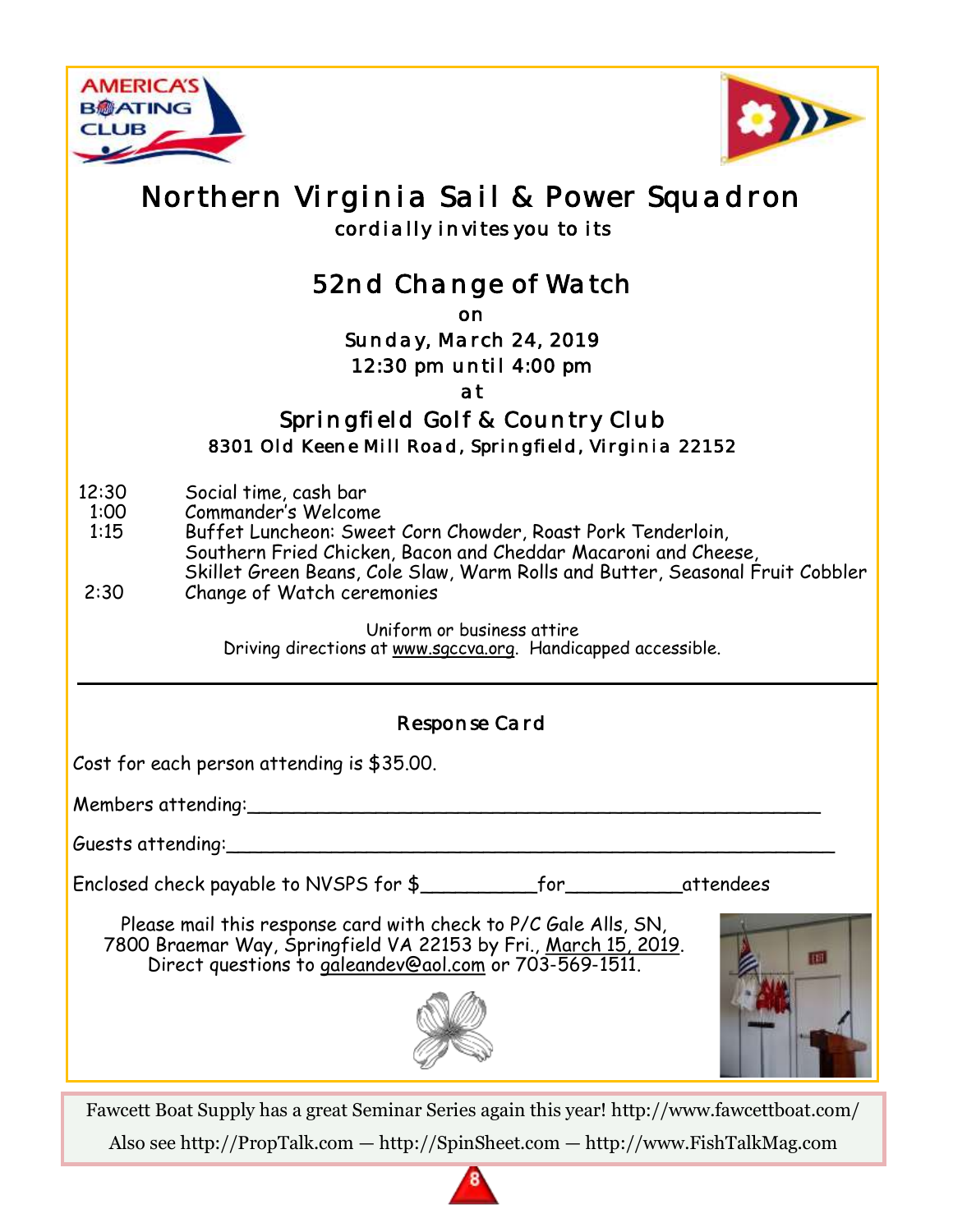# Northern Virginia Sail & Power Squadron

cordially invites you to its

## 52nd Change of Watch

on

Sunday, March 24, 2019

12:30 pm until 4:00 pm

at

### Springfield Golf & Country Club

8301 Old Keene Mill Road, Springfield, Virginia 22152

| | |
|---|---|
| 12:30 | Social time, cash bar |
| 1:00 | Commander's Welcome |
| 1:15 | Buffet Luncheon: Sweet Corn Chowder, Roast Pork Tenderloin, Southern Fried Chicken, Bacon and Cheddar Macaroni and Cheese, Skillet Green Beans, Cole Slaw, Warm Rolls and Butter, Seasonal Fruit Cobbler |
| 2:30 | Change of Watch ceremonies |

Uniform or business attire

Driving directions at www.sgccva.org. Handicapped accessible.

---

### Response Card

Cost for each person attending is $35.00.

Members attending:_______________________________________________

Guests attending:_________________________________________________

Enclosed check payable to NVSPS for $__________for__________attendees

Please mail this response card with check to P/C Gale Alls, SN, 7800 Braemar Way, Springfield VA 22153 by Fri., March 15, 2019. Direct questions to galeandev@aol.com or 703-569-1511.

---

Fawcett Boat Supply has a great Seminar Series again this year! http://www.fawcettboat.com/

Also see http://PropTalk.com — http://SpinSheet.com — http://www.FishTalkMag.com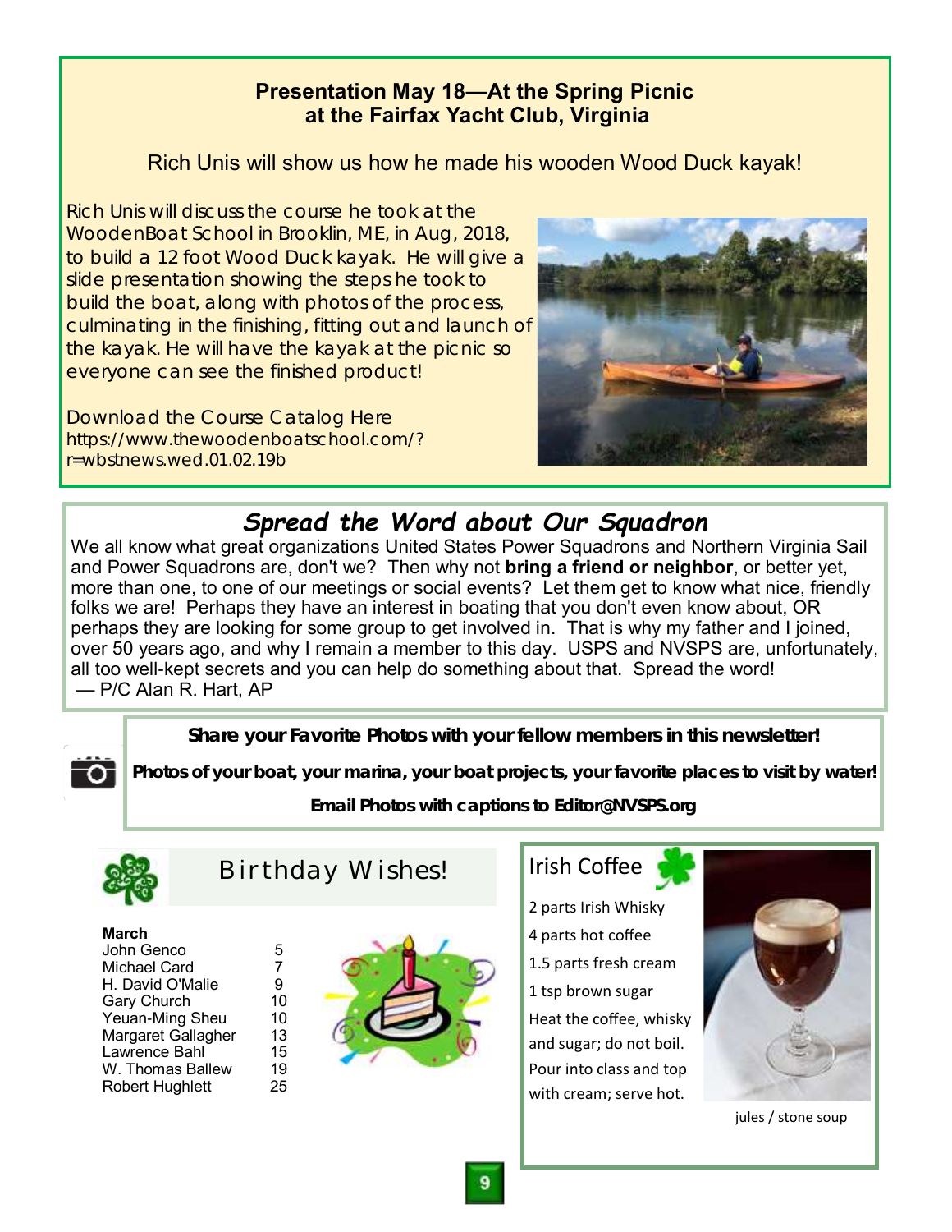## Presentation May 18—At the Spring Picnic at the Fairfax Yacht Club, Virginia

Rich Unis will show us how he made his wooden Wood Duck kayak!

Rich Unis will discuss the course he took at the WoodenBoat School in Brooklin, ME, in Aug, 2018, to build a 12 foot Wood Duck kayak. He will give a slide presentation showing the steps he took to build the boat, along with photos of the process, culminating in the finishing, fitting out and launch of the kayak. He will have the kayak at the picnic so everyone can see the finished product!

Download the Course Catalog Here
https://www.thewoodenboatschool.com/?r=wbstnews.wed.01.02.19b

## *Spread the Word about Our Squadron*

We all know what great organizations United States Power Squadrons and Northern Virginia Sail and Power Squadrons are, don't we? Then why not **bring a friend or neighbor**, or better yet, more than one, to one of our meetings or social events? Let them get to know what nice, friendly folks we are! Perhaps they have an interest in boating that you don't even know about, OR perhaps they are looking for some group to get involved in. That is why my father and I joined, over 50 years ago, and why I remain a member to this day. USPS and NVSPS are, unfortunately, all too well-kept secrets and you can help do something about that. Spread the word!
— P/C Alan R. Hart, AP

**Share your Favorite Photos with your fellow members in this newsletter!**

**Photos of your boat, your marina, your boat projects, your favorite places to visit by water!**

***Email Photos with captions to Editor@NVSPS.org***

## Birthday Wishes!

**March**

| | |
|---|---|
| John Genco | 5 |
| Michael Card | 7 |
| H. David O'Malie | 9 |
| Gary Church | 10 |
| Yeuan-Ming Sheu | 10 |
| Margaret Gallagher | 13 |
| Lawrence Bahl | 15 |
| W. Thomas Ballew | 19 |
| Robert Hughlett | 25 |

## Irish Coffee

2 parts Irish Whisky
4 parts hot coffee
1.5 parts fresh cream
1 tsp brown sugar
Heat the coffee, whisky and sugar; do not boil. Pour into class and top with cream; serve hot.

jules / stone soup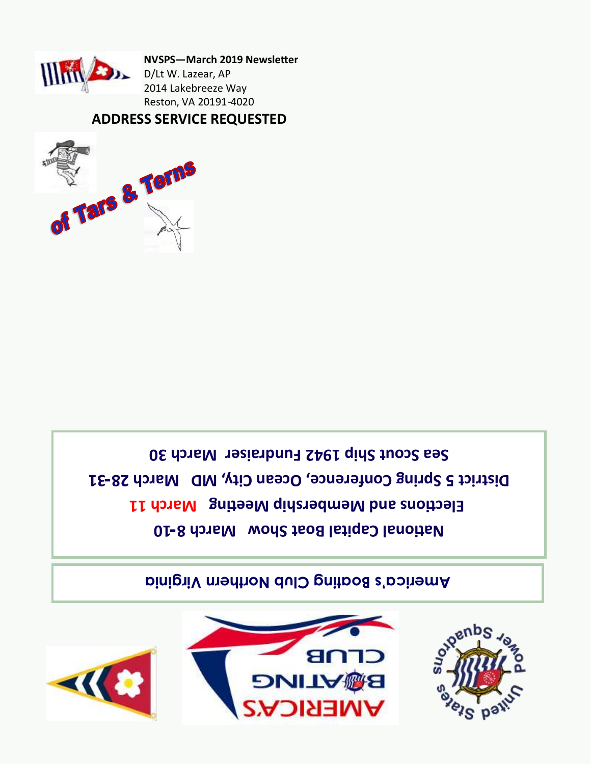**NVSPS—March 2019 Newsletter**
D/Lt W. Lazear, AP
2014 Lakebreeze Way
Reston, VA 20191-4020

**ADDRESS SERVICE REQUESTED**

of Tars & Terns

**National Capital Boat Show March 8-10**

**Elections and Membership Meeting March 11**

**District 5 Spring Conference, Ocean City, MD March 28-31**

**Sea Scout Ship 1942 Fundraiser March 30**

**America's Boating Club Northern Virginia**